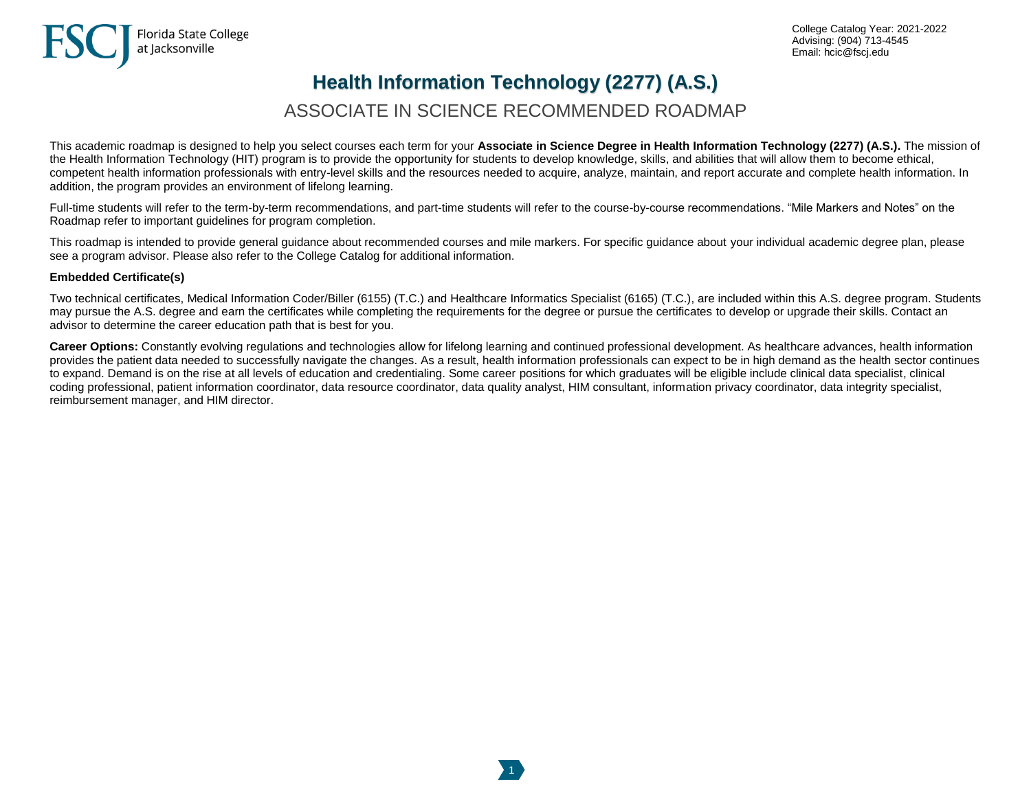Florida State College at Jacksonville

College Catalog Year: 2021-2022
Advising: (904) 713-4545
Email: hcic@fscj.edu

# Health Information Technology (2277) (A.S.)

## ASSOCIATE IN SCIENCE RECOMMENDED ROADMAP

This academic roadmap is designed to help you select courses each term for your **Associate in Science Degree in Health Information Technology (2277) (A.S.).** The mission of the Health Information Technology (HIT) program is to provide the opportunity for students to develop knowledge, skills, and abilities that will allow them to become ethical, competent health information professionals with entry-level skills and the resources needed to acquire, analyze, maintain, and report accurate and complete health information. In addition, the program provides an environment of lifelong learning.

Full-time students will refer to the term-by-term recommendations, and part-time students will refer to the course-by-course recommendations. "Mile Markers and Notes" on the Roadmap refer to important guidelines for program completion.

This roadmap is intended to provide general guidance about recommended courses and mile markers. For specific guidance about your individual academic degree plan, please see a program advisor. Please also refer to the College Catalog for additional information.

**Embedded Certificate(s)**

Two technical certificates, Medical Information Coder/Biller (6155) (T.C.) and Healthcare Informatics Specialist (6165) (T.C.), are included within this A.S. degree program. Students may pursue the A.S. degree and earn the certificates while completing the requirements for the degree or pursue the certificates to develop or upgrade their skills. Contact an advisor to determine the career education path that is best for you.

**Career Options:** Constantly evolving regulations and technologies allow for lifelong learning and continued professional development. As healthcare advances, health information provides the patient data needed to successfully navigate the changes. As a result, health information professionals can expect to be in high demand as the health sector continues to expand. Demand is on the rise at all levels of education and credentialing. Some career positions for which graduates will be eligible include clinical data specialist, clinical coding professional, patient information coordinator, data resource coordinator, data quality analyst, HIM consultant, information privacy coordinator, data integrity specialist, reimbursement manager, and HIM director.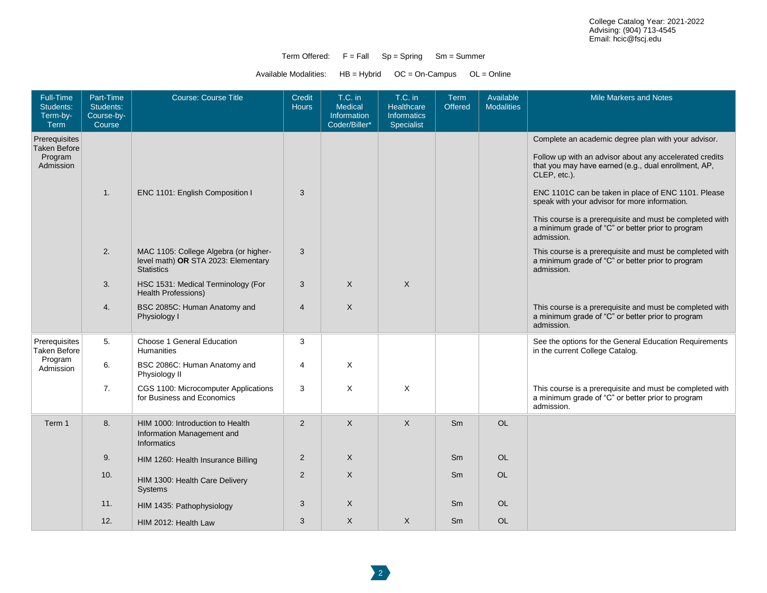College Catalog Year: 2021-2022
Advising: (904) 713-4545
Email: hcic@fscj.edu

Term Offered: F = Fall Sp = Spring Sm = Summer

Available Modalities: HB = Hybrid OC = On-Campus OL = Online

| Full-Time Students: Term-by-Term | Part-Time Students: Course-by-Course | Course: Course Title | Credit Hours | T.C. in Medical Information Coder/Biller* | T.C. in Healthcare Informatics Specialist | Term Offered | Available Modalities | Mile Markers and Notes |
|---|---|---|---|---|---|---|---|---|
| Prerequisites Taken Before Program Admission | | | | | | | | Complete an academic degree plan with your advisor. Follow up with an advisor about any accelerated credits that you may have earned (e.g., dual enrollment, AP, CLEP, etc.). |
| | 1. | ENC 1101: English Composition I | 3 | | | | | ENC 1101C can be taken in place of ENC 1101. Please speak with your advisor for more information. This course is a prerequisite and must be completed with a minimum grade of "C" or better prior to program admission. |
| | 2. | MAC 1105: College Algebra (or higher-level math) **OR** STA 2023: Elementary Statistics | 3 | | | | | This course is a prerequisite and must be completed with a minimum grade of "C" or better prior to program admission. |
| | 3. | HSC 1531: Medical Terminology (For Health Professions) | 3 | X | X | | | |
| | 4. | BSC 2085C: Human Anatomy and Physiology I | 4 | X | | | | This course is a prerequisite and must be completed with a minimum grade of "C" or better prior to program admission. |
| Prerequisites Taken Before Program Admission | 5. | Choose 1 General Education Humanities | 3 | | | | | See the options for the General Education Requirements in the current College Catalog. |
| | 6. | BSC 2086C: Human Anatomy and Physiology II | 4 | X | | | | |
| | 7. | CGS 1100: Microcomputer Applications for Business and Economics | 3 | X | X | | | This course is a prerequisite and must be completed with a minimum grade of "C" or better prior to program admission. |
| Term 1 | 8. | HIM 1000: Introduction to Health Information Management and Informatics | 2 | X | X | Sm | OL | |
| | 9. | HIM 1260: Health Insurance Billing | 2 | X | | Sm | OL | |
| | 10. | HIM 1300: Health Care Delivery Systems | 2 | X | | Sm | OL | |
| | 11. | HIM 1435: Pathophysiology | 3 | X | | Sm | OL | |
| | 12. | HIM 2012: Health Law | 3 | X | X | Sm | OL | |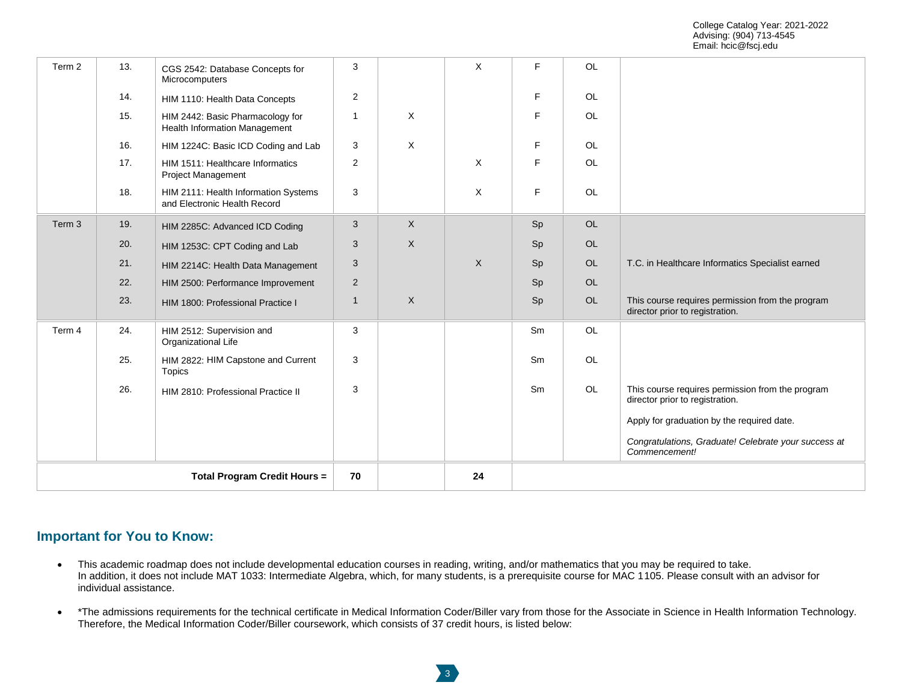| | | | | | | | | |
|---|---|---|---|---|---|---|---|---|
| Term 2 | 13. | CGS 2542: Database Concepts for Microcomputers | 3 | | X | F | OL | |
| | 14. | HIM 1110: Health Data Concepts | 2 | | | F | OL | |
| | 15. | HIM 2442: Basic Pharmacology for Health Information Management | 1 | X | | F | OL | |
| | 16. | HIM 1224C: Basic ICD Coding and Lab | 3 | X | | F | OL | |
| | 17. | HIM 1511: Healthcare Informatics Project Management | 2 | | X | F | OL | |
| | 18. | HIM 2111: Health Information Systems and Electronic Health Record | 3 | | X | F | OL | |
| Term 3 | 19. | HIM 2285C: Advanced ICD Coding | 3 | X | | Sp | OL | |
| | 20. | HIM 1253C: CPT Coding and Lab | 3 | X | | Sp | OL | |
| | 21. | HIM 2214C: Health Data Management | 3 | | X | Sp | OL | T.C. in Healthcare Informatics Specialist earned |
| | 22. | HIM 2500: Performance Improvement | 2 | | | Sp | OL | |
| | 23. | HIM 1800: Professional Practice I | 1 | X | | Sp | OL | This course requires permission from the program director prior to registration. |
| Term 4 | 24. | HIM 2512: Supervision and Organizational Life | 3 | | | Sm | OL | |
| | 25. | HIM 2822: HIM Capstone and Current Topics | 3 | | | Sm | OL | |
| | 26. | HIM 2810: Professional Practice II | 3 | | | Sm | OL | This course requires permission from the program director prior to registration.<br>Apply for graduation by the required date.<br>*Congratulations, Graduate! Celebrate your success at Commencement!* |
| | | **Total Program Credit Hours =** | **70** | | **24** | | | |

## Important for You to Know:

- This academic roadmap does not include developmental education courses in reading, writing, and/or mathematics that you may be required to take. In addition, it does not include MAT 1033: Intermediate Algebra, which, for many students, is a prerequisite course for MAC 1105. Please consult with an advisor for individual assistance.
- *The admissions requirements for the technical certificate in Medical Information Coder/Biller vary from those for the Associate in Science in Health Information Technology. Therefore, the Medical Information Coder/Biller coursework, which consists of 37 credit hours, is listed below: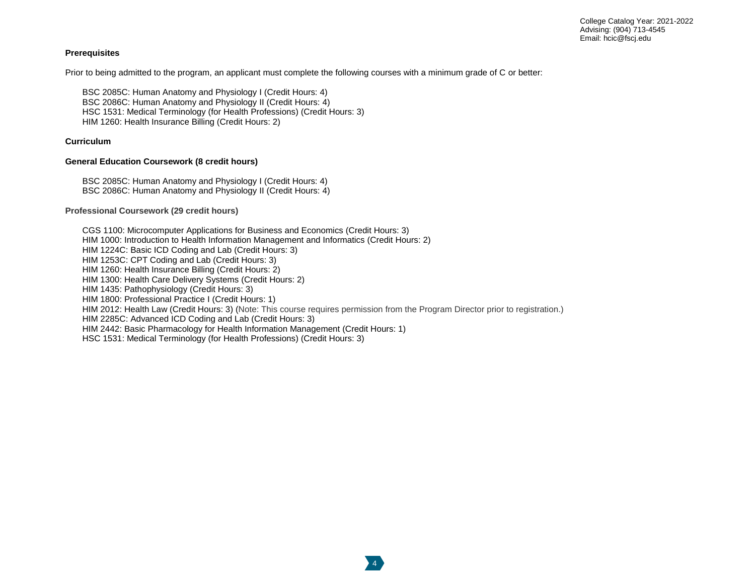**Prerequisites**

Prior to being admitted to the program, an applicant must complete the following courses with a minimum grade of C or better:

- BSC 2085C: Human Anatomy and Physiology I (Credit Hours: 4)
- BSC 2086C: Human Anatomy and Physiology II (Credit Hours: 4)
- HSC 1531: Medical Terminology (for Health Professions) (Credit Hours: 3)
- HIM 1260: Health Insurance Billing (Credit Hours: 2)

**Curriculum**

**General Education Coursework (8 credit hours)**

- BSC 2085C: Human Anatomy and Physiology I (Credit Hours: 4)
- BSC 2086C: Human Anatomy and Physiology II (Credit Hours: 4)

**Professional Coursework (29 credit hours)**

- CGS 1100: Microcomputer Applications for Business and Economics (Credit Hours: 3)
- HIM 1000: Introduction to Health Information Management and Informatics (Credit Hours: 2)
- HIM 1224C: Basic ICD Coding and Lab (Credit Hours: 3)
- HIM 1253C: CPT Coding and Lab (Credit Hours: 3)
- HIM 1260: Health Insurance Billing (Credit Hours: 2)
- HIM 1300: Health Care Delivery Systems (Credit Hours: 2)
- HIM 1435: Pathophysiology (Credit Hours: 3)
- HIM 1800: Professional Practice I (Credit Hours: 1)
- HIM 2012: Health Law (Credit Hours: 3) (Note: This course requires permission from the Program Director prior to registration.)
- HIM 2285C: Advanced ICD Coding and Lab (Credit Hours: 3)
- HIM 2442: Basic Pharmacology for Health Information Management (Credit Hours: 1)
- HSC 1531: Medical Terminology (for Health Professions) (Credit Hours: 3)